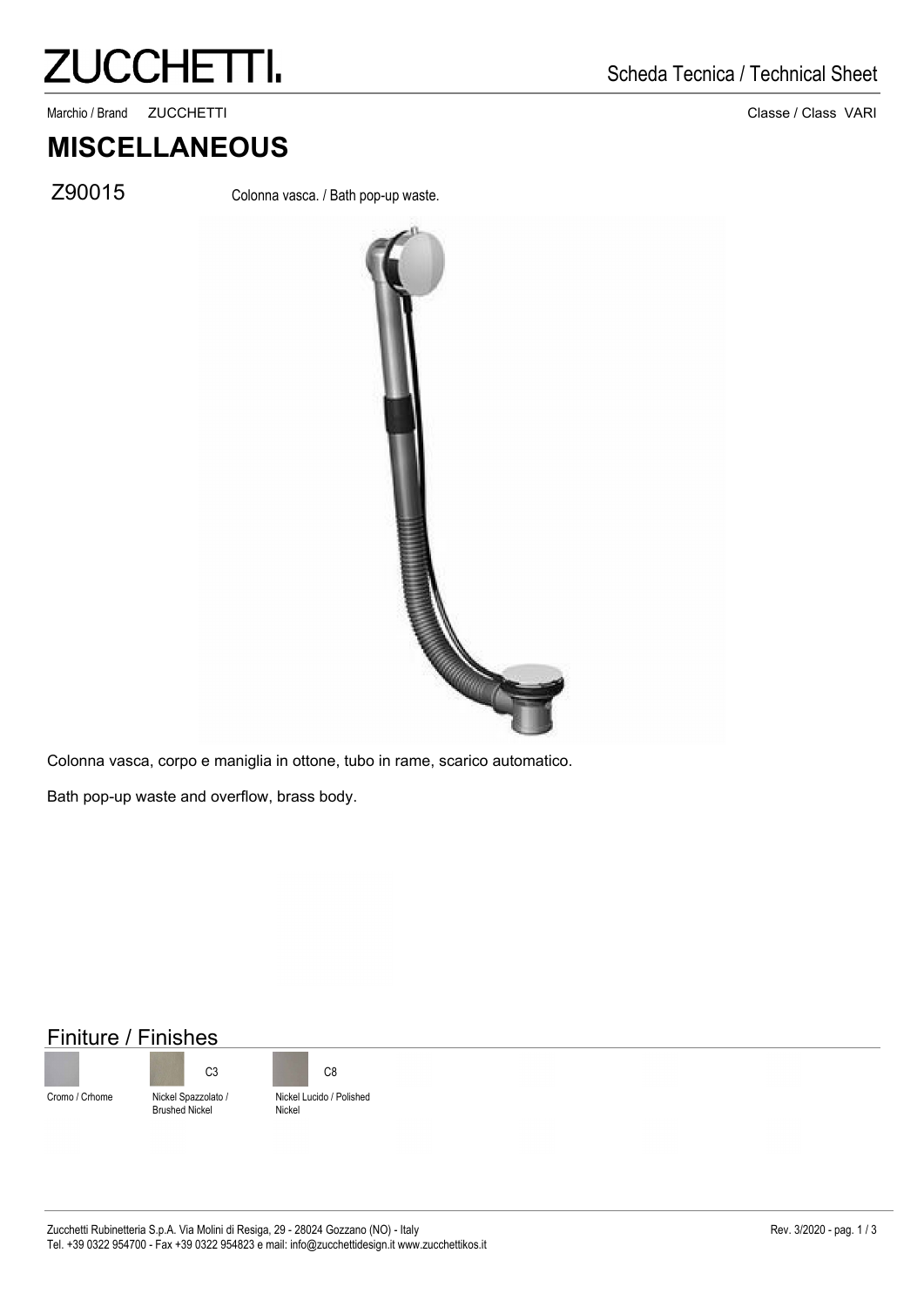# ZUCCHETTI.

Scheda Tecnica / Technical Sheet

Marchio / Brand ZUCCHETTI

Classe / Class VARI

## MISCELLANEOUS

Z90015 Colonna vasca. / Bath pop-up waste.

Colonna vasca, corpo e maniglia in ottone, tubo in rame, scarico automatico.

Bath pop-up waste and overflow, brass body.

### Finiture / Finishes

| | C3 | C8 |
|---|---|---|
| Cromo / Crhome | Nickel Spazzolato / Brushed Nickel | Nickel Lucido / Polished Nickel |

Zucchetti Rubinetteria S.p.A. Via Molini di Resiga, 29 - 28024 Gozzano (NO) - Italy
Tel. +39 0322 954700 - Fax +39 0322 954823 e mail: info@zucchettidesign.it www.zucchettikos.it

Rev. 3/2020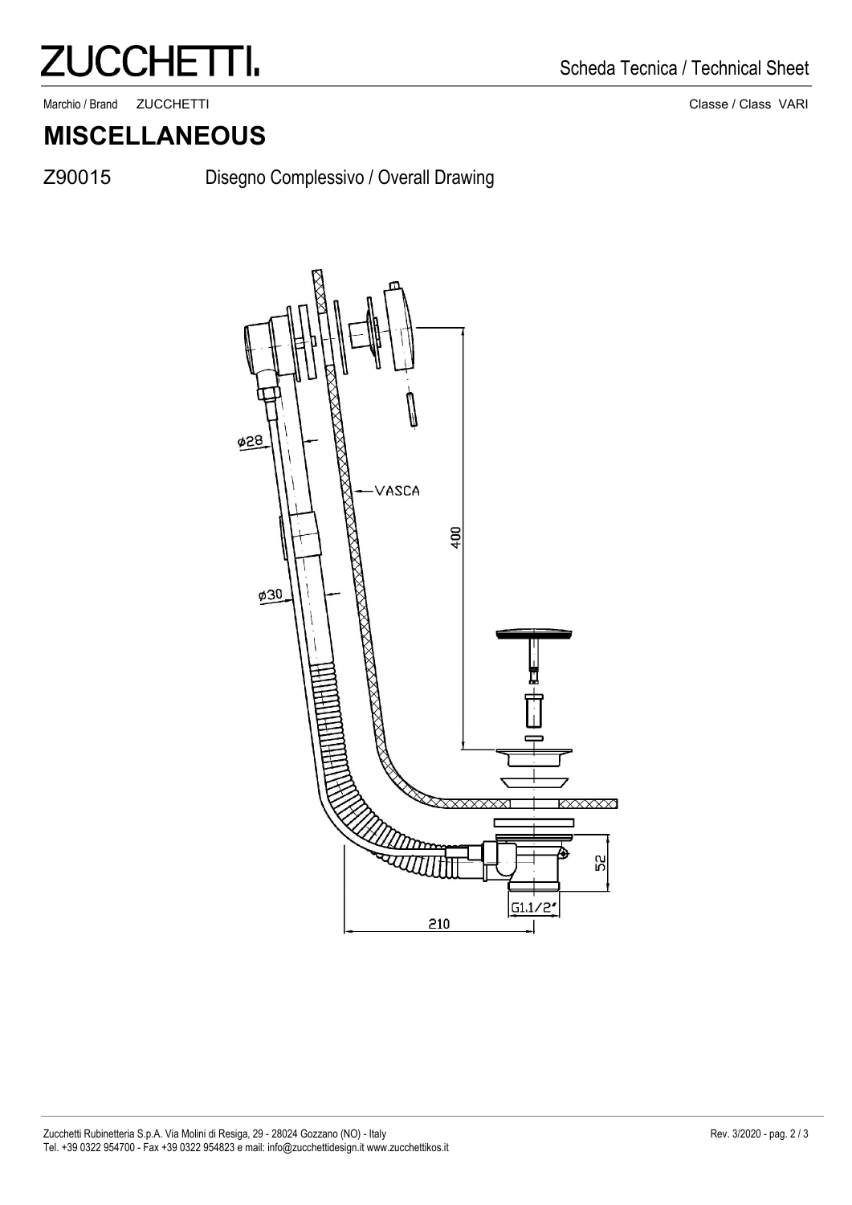# ZUCCHETTI.

Scheda Tecnica / Technical Sheet

Marchio / Brand ZUCCHETTI

Classe / Class VARI

## MISCELLANEOUS

Z90015 Disegno Complessivo / Overall Drawing

ø28

VASCA

400

ø30

52

G1.1/2"

210

Zucchetti Rubinetteria S.p.A. Via Molini di Resiga, 29 - 28024 Gozzano (NO) - Italy
Tel. +39 0322 954700 - Fax +39 0322 954823 e mail: info@zucchettidesign.it www.zucchettikos.it

Rev. 3/2020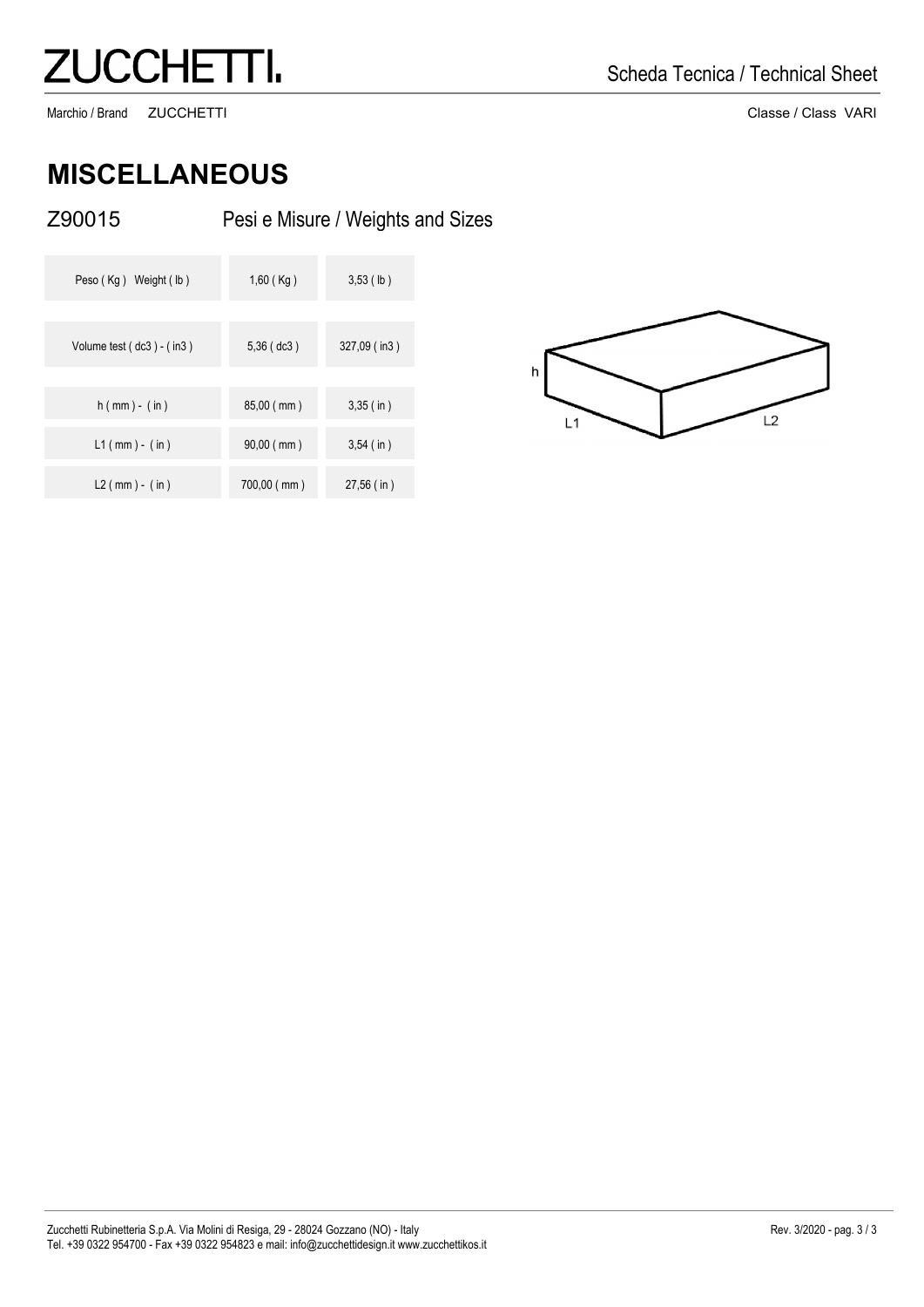# ZUCCHETTI.

Scheda Tecnica / Technical Sheet

Marchio / Brand ZUCCHETTI

Classe / Class VARI

## MISCELLANEOUS

Z90015 Pesi e Misure / Weights and Sizes

| | | |
|---|---|---|
| Peso ( Kg ) Weight ( lb ) | 1,60 ( Kg ) | 3,53 ( lb ) |
| Volume test ( dc3 ) - ( in3 ) | 5,36 ( dc3 ) | 327,09 ( in3 ) |
| h ( mm ) - ( in ) | 85,00 ( mm ) | 3,35 ( in ) |
| L1 ( mm ) - ( in ) | 90,00 ( mm ) | 3,54 ( in ) |
| L2 ( mm ) - ( in ) | 700,00 ( mm ) | 27,56 ( in ) |

h

L1

L2

Zucchetti Rubinetteria S.p.A. Via Molini di Resiga, 29 - 28024 Gozzano (NO) - Italy
Tel. +39 0322 954700 - Fax +39 0322 954823 e mail: info@zucchettidesign.it www.zucchettikos.it

Rev. 3/2020